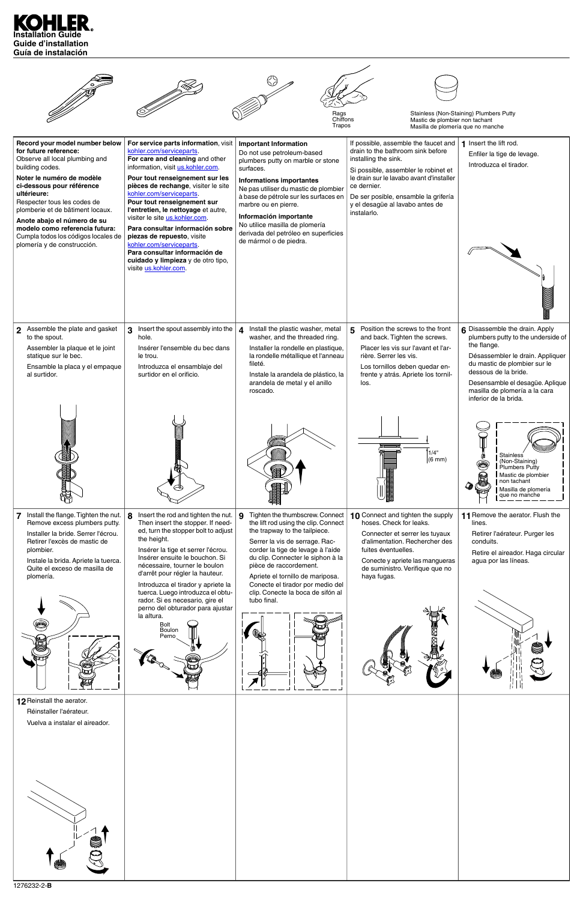# KOHLER

**Installation Guide**
**Guide d'installation**
**Guía de instalación**

Rags
Chiffons
Trapos

Stainless (Non-Staining) Plumbers Putty
Mastic de plombier non tachant
Masilla de plomería que no manche

**Record your model number below for future reference:**
Observe all local plumbing and building codes.

**Noter le numéro de modèle ci-dessous pour référence ultérieure:**
Respecter tous les codes de plomberie et de bâtiment locaux.

**Anote abajo el número de su modelo como referencia futura:**
Cumpla todos los códigos locales de plomería y de construcción.

**For service parts information**, visit kohler.com/serviceparts.
**For care and cleaning** and other information, visit us.kohler.com.

**Pour tout renseignement sur les pièces de rechange**, visiter le site kohler.com/serviceparts.
**Pour tout renseignement sur l'entretien, le nettoyage** et autre, visiter le site us.kohler.com.

**Para consultar información sobre piezas de repuesto**, visite kohler.com/serviceparts.
**Para consultar información de cuidado y limpieza** y de otro tipo, visite us.kohler.com.

**Important Information**
Do not use petroleum-based plumbers putty on marble or stone surfaces.

**Informations importantes**
Ne pas utiliser du mastic de plombier à base de pétrole sur les surfaces en marbre ou en pierre.

**Información importante**
No utilice masilla de plomería derivada del petróleo en superficies de mármol o de piedra.

If possible, assemble the faucet and drain to the bathroom sink before installing the sink.

Si possible, assembler le robinet et le drain sur le lavabo avant d'installer ce dernier.

De ser posible, ensamble la grifería y el desagüe al lavabo antes de instalarlo.

**1** Insert the lift rod.

Enfiler la tige de levage.

Introduzca el tirador.

**2** Assemble the plate and gasket to the spout.

Assembler la plaque et le joint statique sur le bec.

Ensamble la placa y el empaque al surtidor.

**3** Insert the spout assembly into the hole.

Insérer l'ensemble du bec dans le trou.

Introduzca el ensamblaje del surtidor en el orificio.

**4** Install the plastic washer, metal washer, and the threaded ring.

Installer la rondelle en plastique, la rondelle métallique et l'anneau fileté.

Instale la arandela de plástico, la arandela de metal y el anillo roscado.

**5** Position the screws to the front and back. Tighten the screws.

Placer les vis sur l'avant et l'arrière. Serrer les vis.

Los tornillos deben quedar enfrente y atrás. Apriete los tornillos.

1/4" (6 mm)

**6** Disassemble the drain. Apply plumbers putty to the underside of the flange.

Désassembler le drain. Appliquer du mastic de plombier sur le dessous de la bride.

Desensamble el desagüe. Aplique masilla de plomería a la cara inferior de la brida.

Stainless (Non-Staining) Plumbers Putty
Mastic de plombier non tachant
Masilla de plomería que no manche

**7** Install the flange. Tighten the nut. Remove excess plumbers putty.

Installer la bride. Serrer l'écrou. Retirer l'excès de mastic de plombier.

Instale la brida. Apriete la tuerca. Quite el exceso de masilla de plomería.

**8** Insert the rod and tighten the nut. Then insert the stopper. If needed, turn the stopper bolt to adjust the height.

Insérer la tige et serrer l'écrou. Insérer ensuite le bouchon. Si nécessaire, tourner le boulon d'arrêt pour régler la hauteur.

Introduzca el tirador y apriete la tuerca. Luego introduzca el obturador. Si es necesario, gire el perno del obturador para ajustar la altura.

Bolt
Boulon
Perno

**9** Tighten the thumbscrew. Connect the lift rod using the clip. Connect the trapway to the tailpiece.

Serrer la vis de serrage. Raccorder la tige de levage à l'aide du clip. Connecter le siphon à la pièce de raccordement.

Apriete el tornillo de mariposa. Conecte el tirador por medio del clip. Conecte la boca de sifón al tubo final.

**10** Connect and tighten the supply hoses. Check for leaks.

Connecter et serrer les tuyaux d'alimentation. Rechercher des fuites éventuelles.

Conecte y apriete las mangueras de suministro. Verifique que no haya fugas.

**11** Remove the aerator. Flush the lines.

Retirer l'aérateur. Purger les conduits.

Retire el aireador. Haga circular agua por las líneas.

**12** Reinstall the aerator.

Réinstaller l'aérateur.

Vuelva a instalar el aireador.

1276232-2-**B**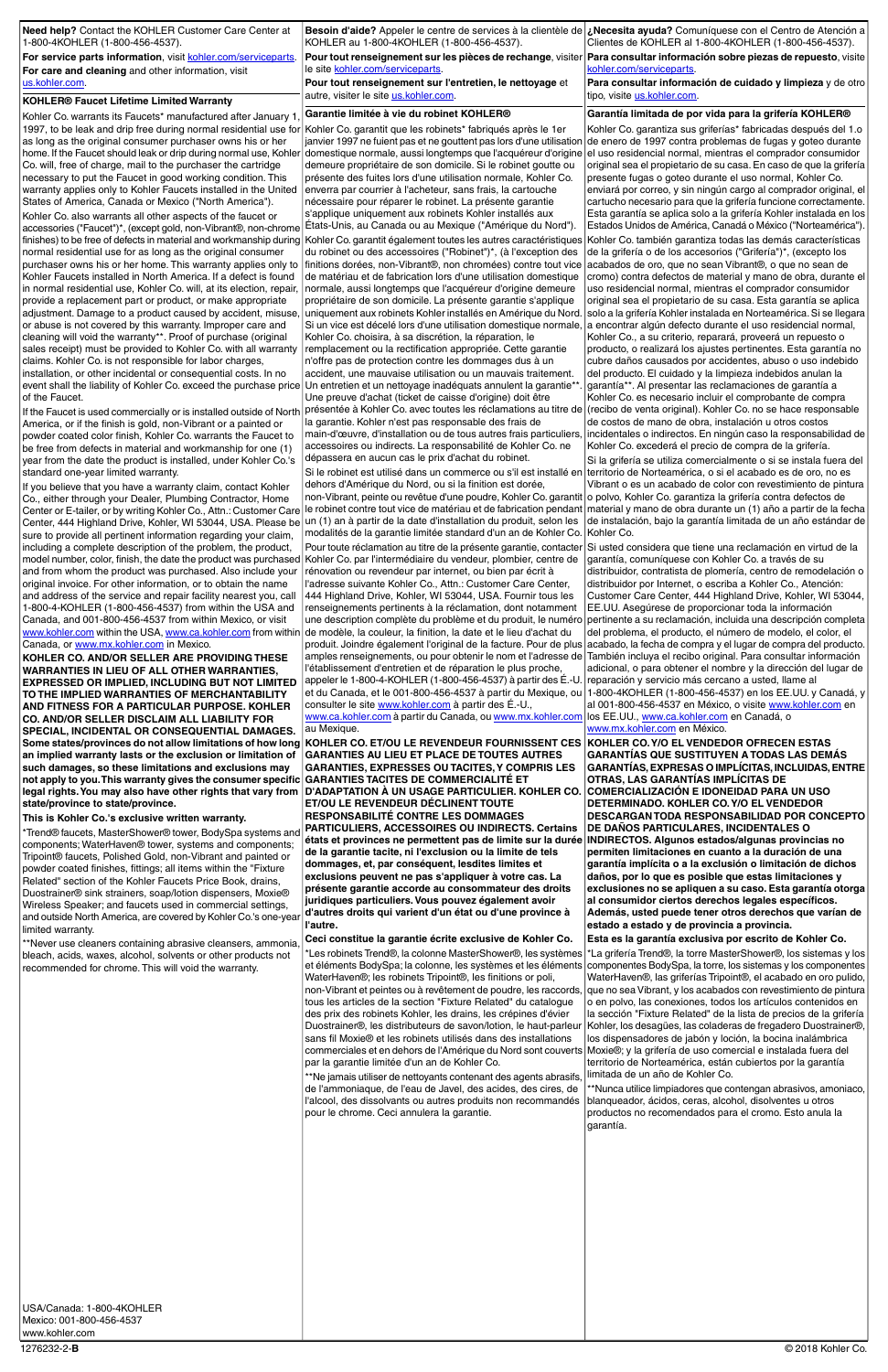**Need help?** Contact the KOHLER Customer Care Center at 1-800-4KOHLER (1-800-456-4537).

**For service parts information**, visit kohler.com/serviceparts.

**For care and cleaning** and other information, visit us.kohler.com.

### KOHLER® Faucet Lifetime Limited Warranty

Kohler Co. warrants its Faucets* manufactured after January 1, 1997, to be leak and drip free during normal residential use for as long as the original consumer purchaser owns his or her home. If the Faucet should leak or drip during normal use, Kohler Co. will, free of charge, mail to the purchaser the cartridge necessary to put the Faucet in good working condition. This warranty applies only to Kohler Faucets installed in the United States of America, Canada or Mexico ("North America").

Kohler Co. also warrants all other aspects of the faucet or accessories ("Faucet")*, (except gold, non-Vibrant®, non-chrome finishes) to be free of defects in material and workmanship during normal residential use for as long as the original consumer purchaser owns his or her home. This warranty applies only to Kohler Faucets installed in North America. If a defect is found in normal residential use, Kohler Co. will, at its election, repair, provide a replacement part or product, or make appropriate adjustment. Damage to a product caused by accident, misuse, or abuse is not covered by this warranty. Improper care and cleaning will void the warranty**. Proof of purchase (original sales receipt) must be provided to Kohler Co. with all warranty claims. Kohler Co. is not responsible for labor charges, installation, or other incidental or consequential costs. In no event shall the liability of Kohler Co. exceed the purchase price of the Faucet.

If the Faucet is used commercially or is installed outside of North America, or if the finish is gold, non-Vibrant or a painted or powder coated color finish, Kohler Co. warrants the Faucet to be free from defects in material and workmanship for one (1) year from the date the product is installed, under Kohler Co.'s standard one-year limited warranty.

If you believe that you have a warranty claim, contact Kohler Co., either through your Dealer, Plumbing Contractor, Home Center or E-tailer, or by writing Kohler Co., Attn.: Customer Care Center, 444 Highland Drive, Kohler, WI 53044, USA. Please be sure to provide all pertinent information regarding your claim, including a complete description of the problem, the product, model number, color, finish, the date the product was purchased and from whom the product was purchased. Also include your original invoice. For other information, or to obtain the name and address of the service and repair facility nearest you, call 1-800-4-KOHLER (1-800-456-4537) from within the USA and Canada, and 001-800-456-4537 from within Mexico, or visit www.kohler.com within the USA, www.ca.kohler.com from within Canada, or www.mx.kohler.com in Mexico.

**KOHLER CO. AND/OR SELLER ARE PROVIDING THESE WARRANTIES IN LIEU OF ALL OTHER WARRANTIES, EXPRESSED OR IMPLIED, INCLUDING BUT NOT LIMITED TO THE IMPLIED WARRANTIES OF MERCHANTABILITY AND FITNESS FOR A PARTICULAR PURPOSE. KOHLER CO. AND/OR SELLER DISCLAIM ALL LIABILITY FOR SPECIAL, INCIDENTAL OR CONSEQUENTIAL DAMAGES. Some states/provinces do not allow limitations of how long an implied warranty lasts or the exclusion or limitation of such damages, so these limitations and exclusions may not apply to you. This warranty gives the consumer specific legal rights. You may also have other rights that vary from state/province to state/province.**

**This is Kohler Co.'s exclusive written warranty.**

*Trend® faucets, MasterShower® tower, BodySpa systems and components; WaterHaven® tower, systems and components; Tripoint® faucets, Polished Gold, non-Vibrant and painted or powder coated finishes, fittings; all items within the "Fixture Related" section of the Kohler Faucets Price Book, drains, Duostrainer® sink strainers, soap/lotion dispensers, Moxie® Wireless Speaker; and faucets used in commercial settings, and outside North America, are covered by Kohler Co.'s one-year limited warranty.

**Never use cleaners containing abrasive cleansers, ammonia, bleach, acids, waxes, alcohol, solvents or other products not recommended for chrome. This will void the warranty.

USA/Canada: 1-800-4KOHLER
Mexico: 001-800-456-4537
www.kohler.com

**Besoin d'aide?** Appeler le centre de services à la clientèle de KOHLER au 1-800-4KOHLER (1-800-456-4537).

**Pour tout renseignement sur les pièces de rechange**, visiter le site kohler.com/serviceparts.

**Pour tout renseignement sur l'entretien, le nettoyage** et autre, visiter le site us.kohler.com.

### Garantie limitée à vie du robinet KOHLER®

Kohler Co. garantit que les robinets* fabriqués après le 1er janvier 1997 ne fuient pas et ne gouttent pas lors d'une utilisation domestique normale, aussi longtemps que l'acquéreur d'origine demeure propriétaire de son domicile. Si le robinet goutte ou présente des fuites lors d'une utilisation normale, Kohler Co. enverra par courrier à l'acheteur, sans frais, la cartouche nécessaire pour réparer le robinet. La présente garantie s'applique uniquement aux robinets Kohler installés aux États-Unis, au Canada ou au Mexique ("Amérique du Nord").

Kohler Co. garantit également toutes les autres caractéristiques du robinet ou des accessoires ("Robinet")*, (à l'exception des finitions dorées, non-Vibrant®, non chromées) contre tout vice de matériau et de fabrication lors d'une utilisation domestique normale, aussi longtemps que l'acquéreur d'origine demeure propriétaire de son domicile. La présente garantie s'applique uniquement aux robinets Kohler installés en Amérique du Nord. Si un vice est décelé lors d'une utilisation domestique normale, Kohler Co. choisira, à sa discrétion, la réparation, le remplacement ou la rectification appropriée. Cette garantie n'offre pas de protection contre les dommages dus à un accident, une mauvaise utilisation ou un mauvais traitement. Un entretien et un nettoyage inadéquats annulent la garantie**. Une preuve d'achat (ticket de caisse d'origine) doit être présentée à Kohler Co. avec toutes les réclamations au titre de la garantie. Kohler n'est pas responsable des frais de main-d'œuvre, d'installation ou de tous autres frais particuliers, accessoires ou indirects. La responsabilité de Kohler Co. ne dépassera en aucun cas le prix d'achat du robinet.

Si le robinet est utilisé dans un commerce ou s'il est installé en dehors d'Amérique du Nord, ou si la finition est dorée, non-Vibrant, peinte ou revêtue d'une poudre, Kohler Co. garantit le robinet contre tout vice de matériau et de fabrication pendant un (1) an à partir de la date d'installation du produit, selon les modalités de la garantie limitée standard d'un an de Kohler Co.

Pour toute réclamation au titre de la présente garantie, contacter Kohler Co. par l'intermédiaire du vendeur, plombier, centre de rénovation ou revendeur par internet, ou bien par écrit à l'adresse suivante Kohler Co., Attn.: Customer Care Center, 444 Highland Drive, Kohler, WI 53044, USA. Fournir tous les renseignements pertinents à la réclamation, dont notamment une description complète du problème et du produit, le numéro de modèle, la couleur, la finition, la date et le lieu d'achat du produit. Joindre également l'original de la facture. Pour de plus amples renseignements, ou pour obtenir le nom et l'adresse de l'établissement d'entretien et de réparation le plus proche, appeler le 1-800-4-KOHLER (1-800-456-4537) à partir des É.-U. et du Canada, et le 001-800-456-4537 à partir du Mexique, ou consulter le site www.kohler.com à partir des É.-U., www.ca.kohler.com à partir du Canada, ou www.mx.kohler.com au Mexique.

**KOHLER CO. ET/OU LE REVENDEUR FOURNISSENT CES GARANTIES AU LIEU ET PLACE DE TOUTES AUTRES GARANTIES, EXPRESSES OU TACITES, Y COMPRIS LES GARANTIES TACITES DE COMMERCIALITÉ ET D'ADAPTATION À UN USAGE PARTICULIER. KOHLER CO. ET/OU LE REVENDEUR DÉCLINENT TOUTE RESPONSABILITÉ CONTRE LES DOMMAGES PARTICULIERS, ACCESSOIRES OU INDIRECTS. Certains états et provinces ne permettent pas de limite sur la durée de la garantie tacite, ni l'exclusion ou la limite de tels dommages, et, par conséquent, lesdites limites et exclusions peuvent ne pas s'appliquer à votre cas. La présente garantie accorde au consommateur des droits juridiques particuliers. Vous pouvez également avoir d'autres droits qui varient d'un état ou d'une province à l'autre.**

**Ceci constitue la garantie écrite exclusive de Kohler Co.**

*Les robinets Trend®, la colonne MasterShower®, les systèmes et éléments BodySpa; la colonne, les systèmes et les éléments WaterHaven®; les robinets Tripoint®, les finitions or poli, non-Vibrant et peintes ou à revêtement de poudre, les raccords, tous les articles de la section "Fixture Related" du catalogue des prix des robinets Kohler, les drains, les crépines d'évier Duostrainer®, les distributeurs de savon/lotion, le haut-parleur sans fil Moxie® et les robinets utilisés dans des installations commerciales et en dehors de l'Amérique du Nord sont couverts par la garantie limitée d'un an de Kohler Co.

**Ne jamais utiliser de nettoyants contenant des agents abrasifs, de l'ammoniaque, de l'eau de Javel, des acides, des cires, de l'alcool, des dissolvants ou autres produits non recommandés pour le chrome. Ceci annulera la garantie.

**¿Necesita ayuda?** Comuníquese con el Centro de Atención a Clientes de KOHLER al 1-800-4KOHLER (1-800-456-4537).

**Para consultar información sobre piezas de repuesto**, visite kohler.com/serviceparts.

**Para consultar información de cuidado y limpieza** y de otro tipo, visite us.kohler.com.

### Garantía limitada de por vida para la grifería KOHLER®

Kohler Co. garantiza sus griferías* fabricadas después del 1.o de enero de 1997 contra problemas de fugas y goteo durante el uso residencial normal, mientras el comprador consumidor original sea el propietario de su casa. En caso de que la grifería presente fugas o goteo durante el uso normal, Kohler Co. enviará por correo, y sin ningún cargo al comprador original, el cartucho necesario para que la grifería funcione correctamente. Esta garantía se aplica solo a la grifería Kohler instalada en los Estados Unidos de América, Canadá o México ("Norteamérica").

Kohler Co. también garantiza todas las demás características de la grifería o de los accesorios ("Grifería")*, (excepto los acabados de oro, que no sean Vibrant®, o que no sean de cromo) contra defectos de material y mano de obra, durante el uso residencial normal, mientras el comprador consumidor original sea el propietario de su casa. Esta garantía se aplica solo a la grifería Kohler instalada en Norteamérica. Si se llegara a encontrar algún defecto durante el uso residencial normal, Kohler Co., a su criterio, reparará, proveerá un repuesto o producto, o realizará los ajustes pertinentes. Esta garantía no cubre daños causados por accidentes, abuso o uso indebido del producto. El cuidado y la limpieza indebidos anulan la garantía**. Al presentar las reclamaciones de garantía a Kohler Co. es necesario incluir el comprobante de compra (recibo de venta original). Kohler Co. no se hace responsable de costos de mano de obra, instalación u otros costos incidentales o indirectos. En ningún caso la responsabilidad de Kohler Co. excederá el precio de compra de la grifería.

Si la grifería se utiliza comercialmente o si se instala fuera del territorio de Norteamérica, o si el acabado es de oro, no es Vibrant o es un acabado de color con revestimiento de pintura o polvo, Kohler Co. garantiza la grifería contra defectos de material y mano de obra durante un (1) año a partir de la fecha de instalación, bajo la garantía limitada de un año estándar de Kohler Co.

Si usted considera que tiene una reclamación en virtud de la garantía, comuníquese con Kohler Co. a través de su distribuidor, contratista de plomería, centro de remodelación o distribuidor por Internet, o escriba a Kohler Co., Atención: Customer Care Center, 444 Highland Drive, Kohler, WI 53044, EE.UU. Asegúrese de proporcionar toda la información pertinente a su reclamación, incluida una descripción completa del problema, el producto, el número de modelo, el color, el acabado, la fecha de compra y el lugar de compra del producto. También incluya el recibo original. Para consultar información adicional, o para obtener el nombre y la dirección del lugar de reparación y servicio más cercano a usted, llame al 1-800-4KOHLER (1-800-456-4537) en los EE.UU. y Canadá, y al 001-800-456-4537 en México, o visite www.kohler.com en los EE.UU., www.ca.kohler.com en Canadá, o www.mx.kohler.com en México.

**KOHLER CO. Y/O EL VENDEDOR OFRECEN ESTAS GARANTÍAS QUE SUSTITUYEN A TODAS LAS DEMÁS GARANTÍAS, EXPRESAS O IMPLÍCITAS, INCLUIDAS, ENTRE OTRAS, LAS GARANTÍAS IMPLÍCITAS DE COMERCIALIZACIÓN E IDONEIDAD PARA UN USO DETERMINADO. KOHLER CO. Y/O EL VENDEDOR DESCARGAN TODA RESPONSABILIDAD POR CONCEPTO DE DAÑOS PARTICULARES, INCIDENTALES O INDIRECTOS. Algunos estados/algunas provincias no permiten limitaciones en cuanto a la duración de una garantía implícita o a la exclusión o limitación de dichos daños, por lo que es posible que estas limitaciones y exclusiones no se apliquen a su caso. Esta garantía otorga al consumidor ciertos derechos legales específicos. Además, usted puede tener otros derechos que varían de estado a estado y de provincia a provincia.**

**Esta es la garantía exclusiva por escrito de Kohler Co.**

*La grifería Trend®, la torre MasterShower®, los sistemas y los componentes BodySpa, la torre, los sistemas y los componentes WaterHaven®, las griferías Tripoint®, el acabado en oro pulido, que no sea Vibrant, y los acabados con revestimiento de pintura o en polvo, las conexiones, todos los artículos contenidos en la sección "Fixture Related" de la lista de precios de la grifería Kohler, los desagües, las coladeras de fregadero Duostrainer®, los dispensadores de jabón y loción, la bocina inalámbrica Moxie®; y la grifería de uso comercial e instalada fuera del territorio de Norteamérica, están cubiertos por la garantía limitada de un año de Kohler Co.

**Nunca utilice limpiadores que contengan abrasivos, amoniaco, blanqueador, ácidos, ceras, alcohol, disolventes u otros productos no recomendados para el cromo. Esto anula la garantía.

1276232-2-**B**

© 2018 Kohler Co.